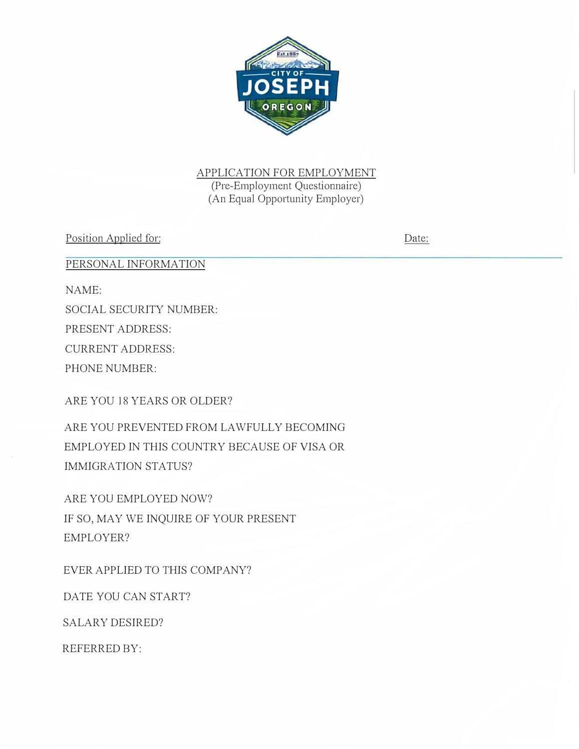CITY OF JOSEPH OREGON
Est. 1887

# APPLICATION FOR EMPLOYMENT

(Pre-Employment Questionnaire)
(An Equal Opportunity Employer)

Position Applied for: Date:

## PERSONAL INFORMATION

NAME:

SOCIAL SECURITY NUMBER:

PRESENT ADDRESS:

CURRENT ADDRESS:

PHONE NUMBER:

ARE YOU 18 YEARS OR OLDER?

ARE YOU PREVENTED FROM LAWFULLY BECOMING EMPLOYED IN THIS COUNTRY BECAUSE OF VISA OR IMMIGRATION STATUS?

ARE YOU EMPLOYED NOW?
IF SO, MAY WE INQUIRE OF YOUR PRESENT EMPLOYER?

EVER APPLIED TO THIS COMPANY?

DATE YOU CAN START?

SALARY DESIRED?

REFERRED BY: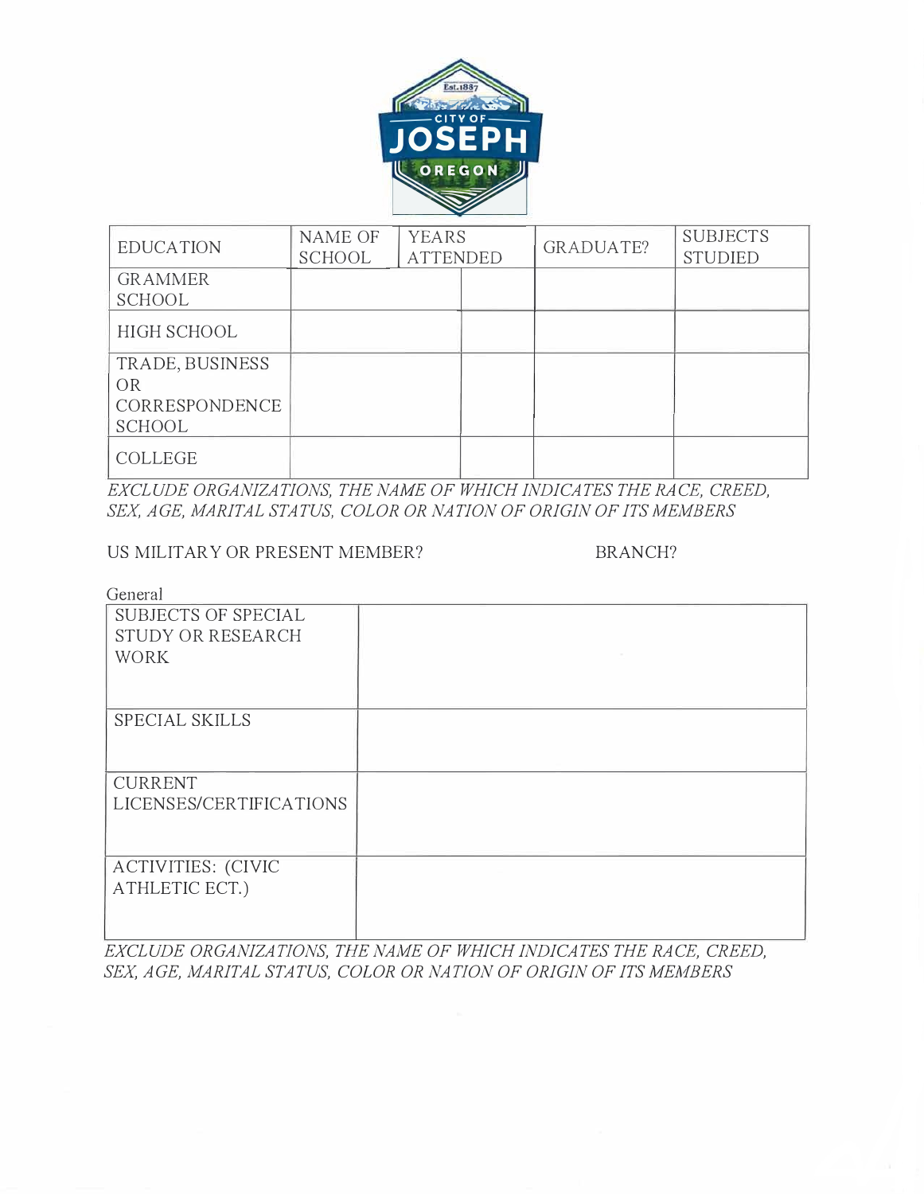| EDUCATION | NAME OF SCHOOL | YEARS ATTENDED | | GRADUATE? | SUBJECTS STUDIED |
|---|---|---|---|---|---|
| GRAMMER SCHOOL | | | | | |
| HIGH SCHOOL | | | | | |
| TRADE, BUSINESS OR CORRESPONDENCE SCHOOL | | | | | |
| COLLEGE | | | | | |

*EXCLUDE ORGANIZATIONS, THE NAME OF WHICH INDICATES THE RACE, CREED, SEX, AGE, MARITAL STATUS, COLOR OR NATION OF ORIGIN OF ITS MEMBERS*

US MILITARY OR PRESENT MEMBER? BRANCH?

General

| | |
|---|---|
| SUBJECTS OF SPECIAL STUDY OR RESEARCH WORK | |
| SPECIAL SKILLS | |
| CURRENT LICENSES/CERTIFICATIONS | |
| ACTIVITIES: (CIVIC ATHLETIC ECT.) | |

*EXCLUDE ORGANIZATIONS, THE NAME OF WHICH INDICATES THE RACE, CREED, SEX, AGE, MARITAL STATUS, COLOR OR NATION OF ORIGIN OF ITS MEMBERS*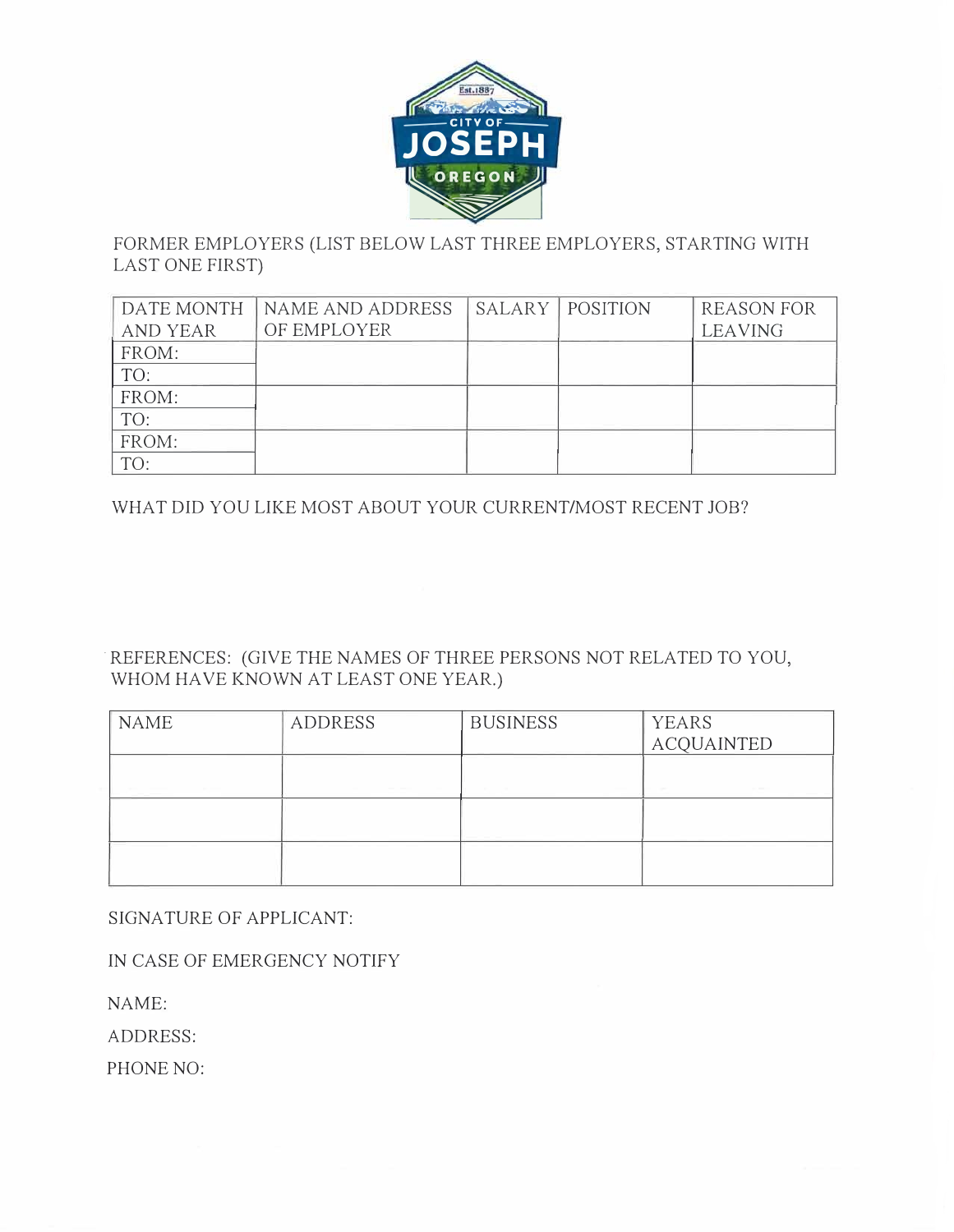FORMER EMPLOYERS (LIST BELOW LAST THREE EMPLOYERS, STARTING WITH LAST ONE FIRST)

| DATE MONTH AND YEAR | NAME AND ADDRESS OF EMPLOYER | SALARY | POSITION | REASON FOR LEAVING |
|---|---|---|---|---|
| FROM: | | | | |
| TO: | | | | |
| FROM: | | | | |
| TO: | | | | |
| FROM: | | | | |
| TO: | | | | |

WHAT DID YOU LIKE MOST ABOUT YOUR CURRENT/MOST RECENT JOB?

REFERENCES: (GIVE THE NAMES OF THREE PERSONS NOT RELATED TO YOU, WHOM HAVE KNOWN AT LEAST ONE YEAR.)

| NAME | ADDRESS | BUSINESS | YEARS ACQUAINTED |
|---|---|---|---|
| | | | |
| | | | |
| | | | |

SIGNATURE OF APPLICANT:

IN CASE OF EMERGENCY NOTIFY

NAME:

ADDRESS:

PHONE NO: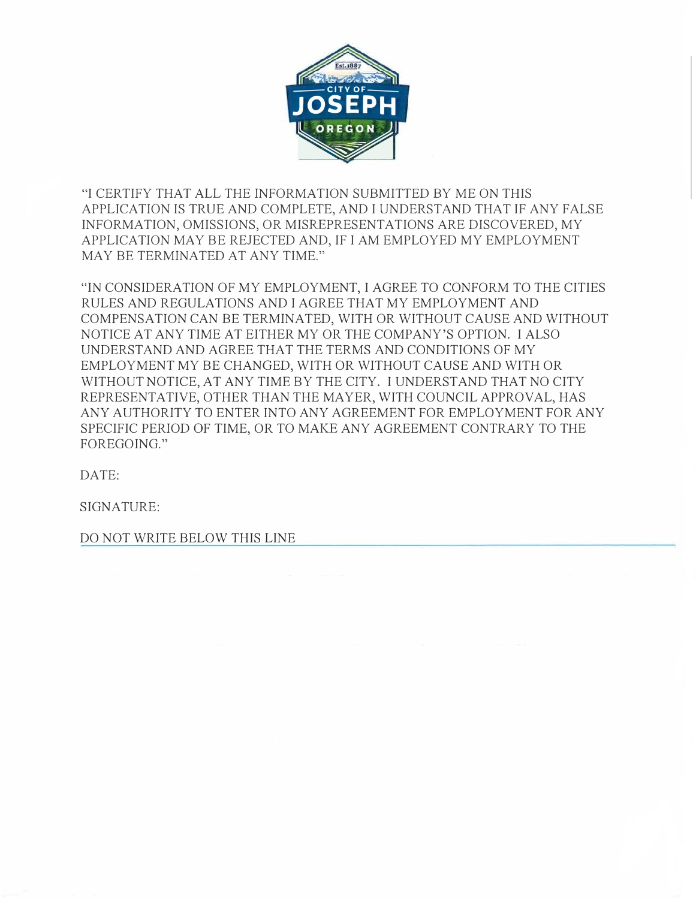"I CERTIFY THAT ALL THE INFORMATION SUBMITTED BY ME ON THIS APPLICATION IS TRUE AND COMPLETE, AND I UNDERSTAND THAT IF ANY FALSE INFORMATION, OMISSIONS, OR MISREPRESENTATIONS ARE DISCOVERED, MY APPLICATION MAY BE REJECTED AND, IF I AM EMPLOYED MY EMPLOYMENT MAY BE TERMINATED AT ANY TIME."

"IN CONSIDERATION OF MY EMPLOYMENT, I AGREE TO CONFORM TO THE CITIES RULES AND REGULATIONS AND I AGREE THAT MY EMPLOYMENT AND COMPENSATION CAN BE TERMINATED, WITH OR WITHOUT CAUSE AND WITHOUT NOTICE AT ANY TIME AT EITHER MY OR THE COMPANY'S OPTION. I ALSO UNDERSTAND AND AGREE THAT THE TERMS AND CONDITIONS OF MY EMPLOYMENT MY BE CHANGED, WITH OR WITHOUT CAUSE AND WITH OR WITHOUT NOTICE, AT ANY TIME BY THE CITY. I UNDERSTAND THAT NO CITY REPRESENTATIVE, OTHER THAN THE MAYER, WITH COUNCIL APPROVAL, HAS ANY AUTHORITY TO ENTER INTO ANY AGREEMENT FOR EMPLOYMENT FOR ANY SPECIFIC PERIOD OF TIME, OR TO MAKE ANY AGREEMENT CONTRARY TO THE FOREGOING."

DATE:

SIGNATURE:

DO NOT WRITE BELOW THIS LINE

---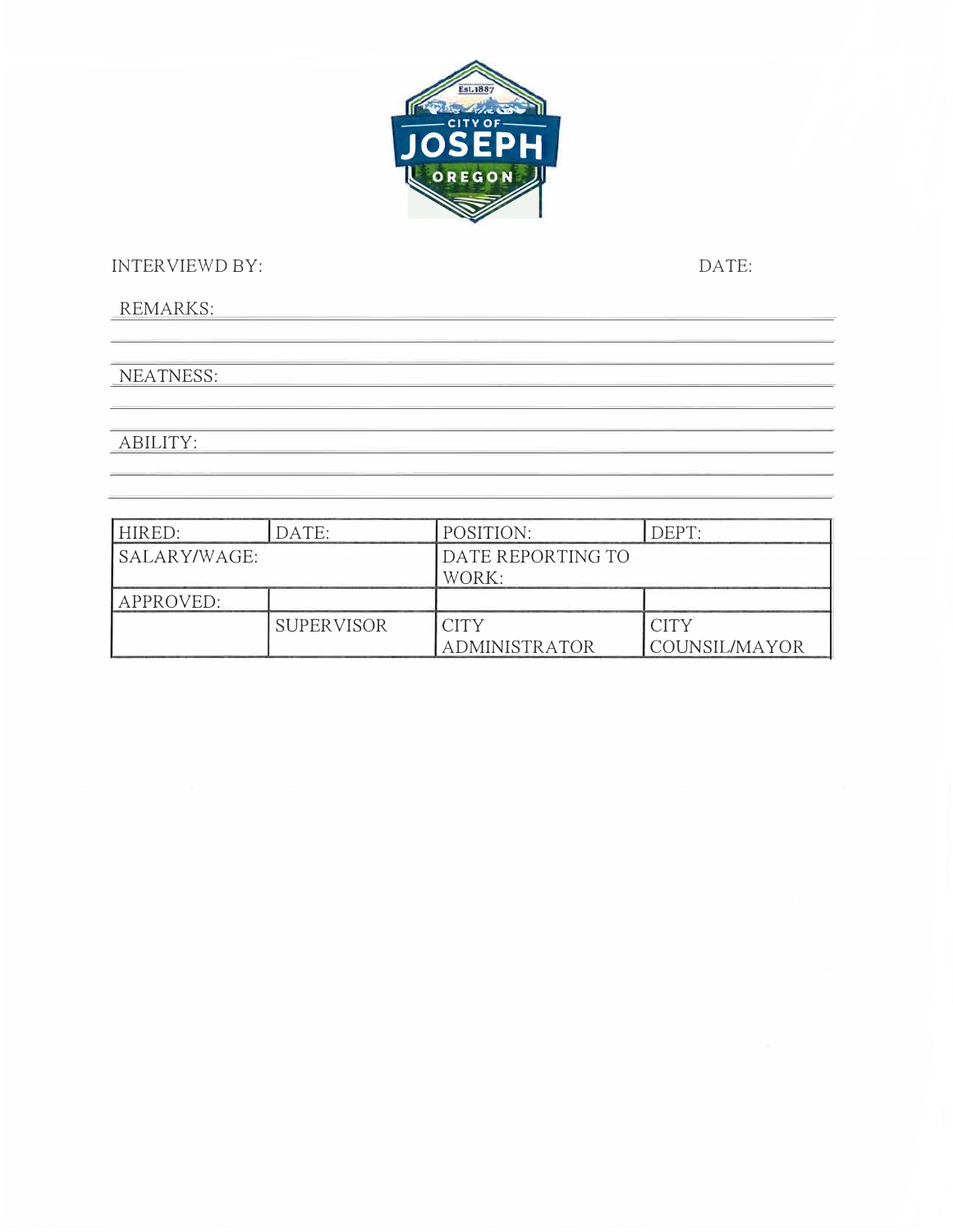INTERVIEWD BY: DATE:

REMARKS:

NEATNESS:

ABILITY:

| | | | |
|---|---|---|---|
| HIRED: | DATE: | POSITION: | DEPT: |
| SALARY/WAGE: | | DATE REPORTING TO WORK: | |
| APPROVED: | | | |
| | SUPERVISOR | CITY ADMINISTRATOR | CITY COUNSIL/MAYOR |